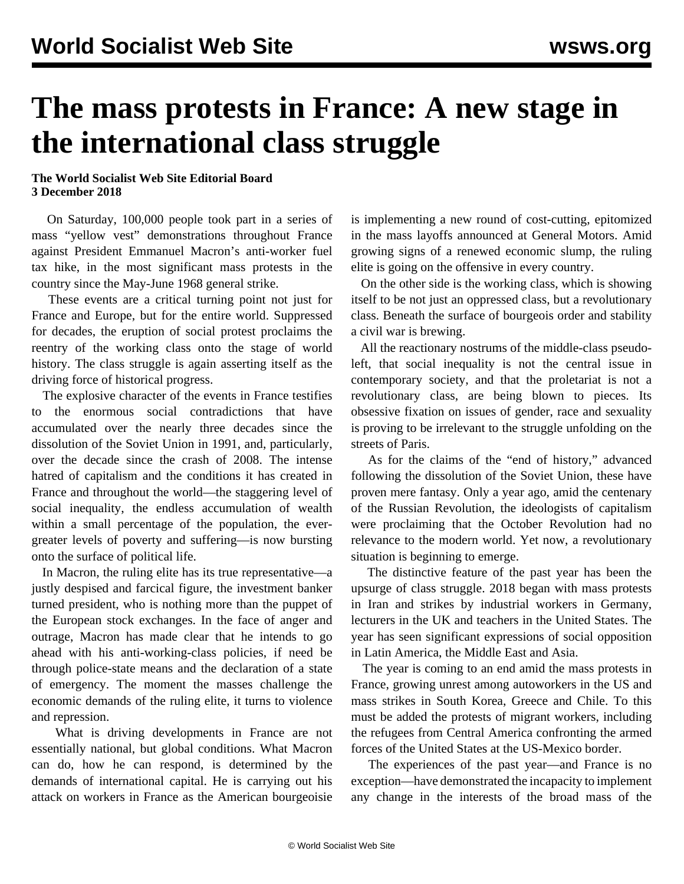# The mass protests in France: A new stage in the international class struggle

**The World Socialist Web Site Editorial Board**
**3 December 2018**

On Saturday, 100,000 people took part in a series of mass "yellow vest" demonstrations throughout France against President Emmanuel Macron's anti-worker fuel tax hike, in the most significant mass protests in the country since the May-June 1968 general strike.

These events are a critical turning point not just for France and Europe, but for the entire world. Suppressed for decades, the eruption of social protest proclaims the reentry of the working class onto the stage of world history. The class struggle is again asserting itself as the driving force of historical progress.

The explosive character of the events in France testifies to the enormous social contradictions that have accumulated over the nearly three decades since the dissolution of the Soviet Union in 1991, and, particularly, over the decade since the crash of 2008. The intense hatred of capitalism and the conditions it has created in France and throughout the world—the staggering level of social inequality, the endless accumulation of wealth within a small percentage of the population, the ever-greater levels of poverty and suffering—is now bursting onto the surface of political life.

In Macron, the ruling elite has its true representative—a justly despised and farcical figure, the investment banker turned president, who is nothing more than the puppet of the European stock exchanges. In the face of anger and outrage, Macron has made clear that he intends to go ahead with his anti-working-class policies, if need be through police-state means and the declaration of a state of emergency. The moment the masses challenge the economic demands of the ruling elite, it turns to violence and repression.

What is driving developments in France are not essentially national, but global conditions. What Macron can do, how he can respond, is determined by the demands of international capital. He is carrying out his attack on workers in France as the American bourgeoisie is implementing a new round of cost-cutting, epitomized in the mass layoffs announced at General Motors. Amid growing signs of a renewed economic slump, the ruling elite is going on the offensive in every country.

On the other side is the working class, which is showing itself to be not just an oppressed class, but a revolutionary class. Beneath the surface of bourgeois order and stability a civil war is brewing.

All the reactionary nostrums of the middle-class pseudo-left, that social inequality is not the central issue in contemporary society, and that the proletariat is not a revolutionary class, are being blown to pieces. Its obsessive fixation on issues of gender, race and sexuality is proving to be irrelevant to the struggle unfolding on the streets of Paris.

As for the claims of the "end of history," advanced following the dissolution of the Soviet Union, these have proven mere fantasy. Only a year ago, amid the centenary of the Russian Revolution, the ideologists of capitalism were proclaiming that the October Revolution had no relevance to the modern world. Yet now, a revolutionary situation is beginning to emerge.

The distinctive feature of the past year has been the upsurge of class struggle. 2018 began with mass protests in Iran and strikes by industrial workers in Germany, lecturers in the UK and teachers in the United States. The year has seen significant expressions of social opposition in Latin America, the Middle East and Asia.

The year is coming to an end amid the mass protests in France, growing unrest among autoworkers in the US and mass strikes in South Korea, Greece and Chile. To this must be added the protests of migrant workers, including the refugees from Central America confronting the armed forces of the United States at the US-Mexico border.

The experiences of the past year—and France is no exception—have demonstrated the incapacity to implement any change in the interests of the broad mass of the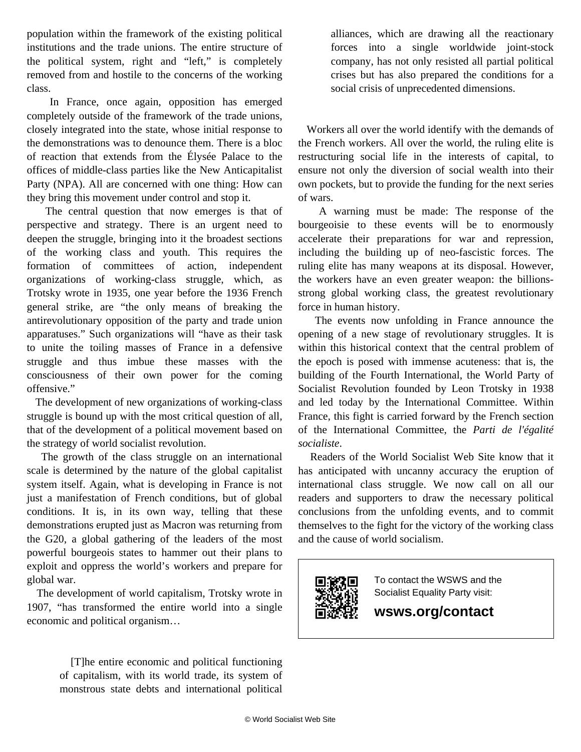population within the framework of the existing political institutions and the trade unions. The entire structure of the political system, right and "left," is completely removed from and hostile to the concerns of the working class.

In France, once again, opposition has emerged completely outside of the framework of the trade unions, closely integrated into the state, whose initial response to the demonstrations was to denounce them. There is a bloc of reaction that extends from the Élysée Palace to the offices of middle-class parties like the New Anticapitalist Party (NPA). All are concerned with one thing: How can they bring this movement under control and stop it.

The central question that now emerges is that of perspective and strategy. There is an urgent need to deepen the struggle, bringing into it the broadest sections of the working class and youth. This requires the formation of committees of action, independent organizations of working-class struggle, which, as Trotsky wrote in 1935, one year before the 1936 French general strike, are "the only means of breaking the antirevolutionary opposition of the party and trade union apparatuses." Such organizations will "have as their task to unite the toiling masses of France in a defensive struggle and thus imbue these masses with the consciousness of their own power for the coming offensive."

The development of new organizations of working-class struggle is bound up with the most critical question of all, that of the development of a political movement based on the strategy of world socialist revolution.

The growth of the class struggle on an international scale is determined by the nature of the global capitalist system itself. Again, what is developing in France is not just a manifestation of French conditions, but of global conditions. It is, in its own way, telling that these demonstrations erupted just as Macron was returning from the G20, a global gathering of the leaders of the most powerful bourgeois states to hammer out their plans to exploit and oppress the world's workers and prepare for global war.

The development of world capitalism, Trotsky wrote in 1907, "has transformed the entire world into a single economic and political organism…

> [T]he entire economic and political functioning of capitalism, with its world trade, its system of monstrous state debts and international political alliances, which are drawing all the reactionary forces into a single worldwide joint-stock company, has not only resisted all partial political crises but has also prepared the conditions for a social crisis of unprecedented dimensions.

Workers all over the world identify with the demands of the French workers. All over the world, the ruling elite is restructuring social life in the interests of capital, to ensure not only the diversion of social wealth into their own pockets, but to provide the funding for the next series of wars.

A warning must be made: The response of the bourgeoisie to these events will be to enormously accelerate their preparations for war and repression, including the building up of neo-fascistic forces. The ruling elite has many weapons at its disposal. However, the workers have an even greater weapon: the billions-strong global working class, the greatest revolutionary force in human history.

The events now unfolding in France announce the opening of a new stage of revolutionary struggles. It is within this historical context that the central problem of the epoch is posed with immense acuteness: that is, the building of the Fourth International, the World Party of Socialist Revolution founded by Leon Trotsky in 1938 and led today by the International Committee. Within France, this fight is carried forward by the French section of the International Committee, the *Parti de l'égalité socialiste*.

Readers of the World Socialist Web Site know that it has anticipated with uncanny accuracy the eruption of international class struggle. We now call on all our readers and supporters to draw the necessary political conclusions from the unfolding events, and to commit themselves to the fight for the victory of the working class and the cause of world socialism.

To contact the WSWS and the Socialist Equality Party visit:

**wsws.org/contact**